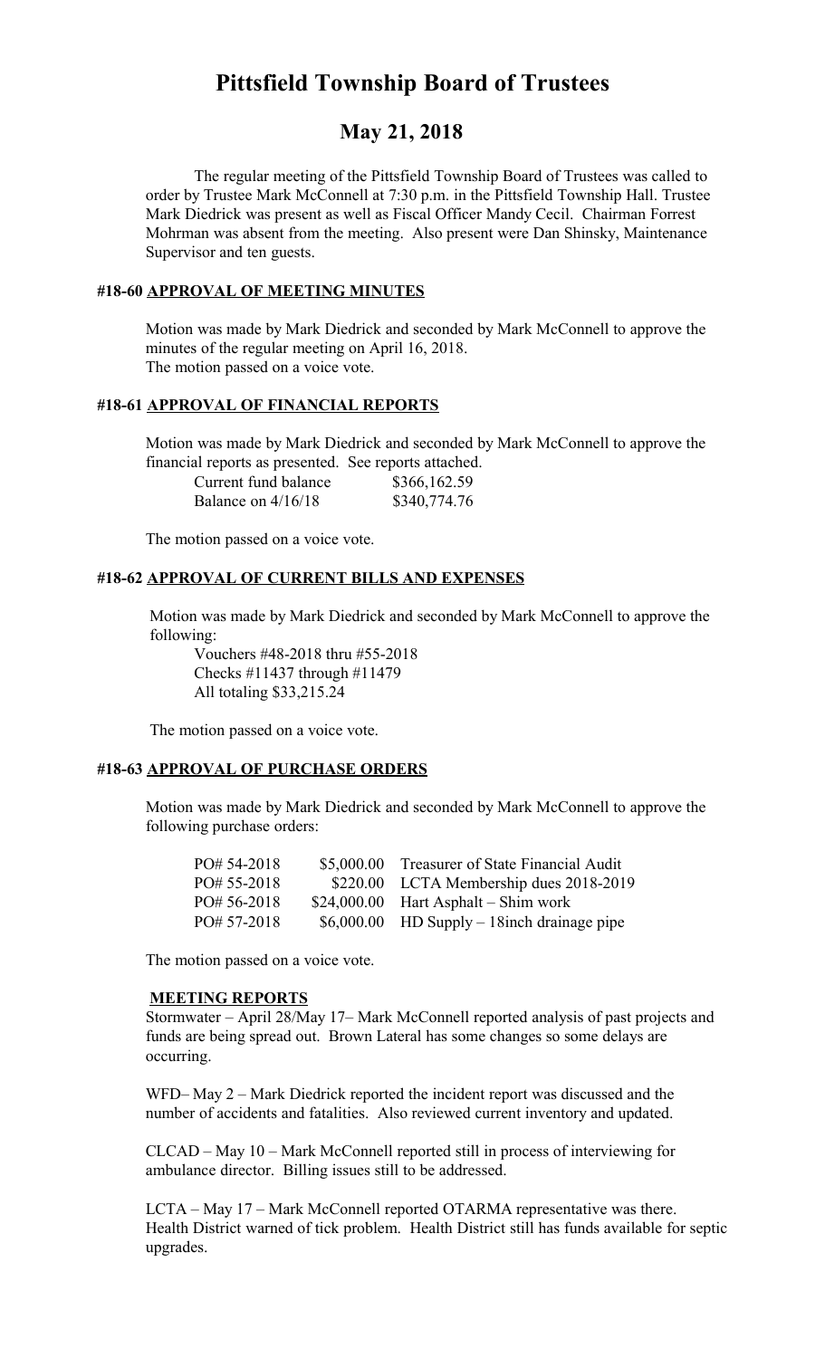# Pittsfield Township Board of Trustees

## May 21, 2018

The regular meeting of the Pittsfield Township Board of Trustees was called to order by Trustee Mark McConnell at 7:30 p.m. in the Pittsfield Township Hall. Trustee Mark Diedrick was present as well as Fiscal Officer Mandy Cecil. Chairman Forrest Mohrman was absent from the meeting. Also present were Dan Shinsky, Maintenance Supervisor and ten guests.

### #18-60 APPROVAL OF MEETING MINUTES

Motion was made by Mark Diedrick and seconded by Mark McConnell to approve the minutes of the regular meeting on April 16, 2018.
The motion passed on a voice vote.

### #18-61 APPROVAL OF FINANCIAL REPORTS

Motion was made by Mark Diedrick and seconded by Mark McConnell to approve the financial reports as presented. See reports attached.

| | |
|---|---|
| Current fund balance | $366,162.59 |
| Balance on 4/16/18 | $340,774.76 |

The motion passed on a voice vote.

### #18-62 APPROVAL OF CURRENT BILLS AND EXPENSES

Motion was made by Mark Diedrick and seconded by Mark McConnell to approve the following:

Vouchers #48-2018 thru #55-2018
Checks #11437 through #11479
All totaling $33,215.24

The motion passed on a voice vote.

### #18-63 APPROVAL OF PURCHASE ORDERS

Motion was made by Mark Diedrick and seconded by Mark McConnell to approve the following purchase orders:

| | | |
|---|---|---|
| PO# 54-2018 | $5,000.00 | Treasurer of State Financial Audit |
| PO# 55-2018 | $220.00 | LCTA Membership dues 2018-2019 |
| PO# 56-2018 | $24,000.00 | Hart Asphalt – Shim work |
| PO# 57-2018 | $6,000.00 | HD Supply – 18inch drainage pipe |

The motion passed on a voice vote.

### MEETING REPORTS

Stormwater – April 28/May 17– Mark McConnell reported analysis of past projects and funds are being spread out. Brown Lateral has some changes so some delays are occurring.

WFD– May 2 – Mark Diedrick reported the incident report was discussed and the number of accidents and fatalities. Also reviewed current inventory and updated.

CLCAD – May 10 – Mark McConnell reported still in process of interviewing for ambulance director. Billing issues still to be addressed.

LCTA – May 17 – Mark McConnell reported OTARMA representative was there. Health District warned of tick problem. Health District still has funds available for septic upgrades.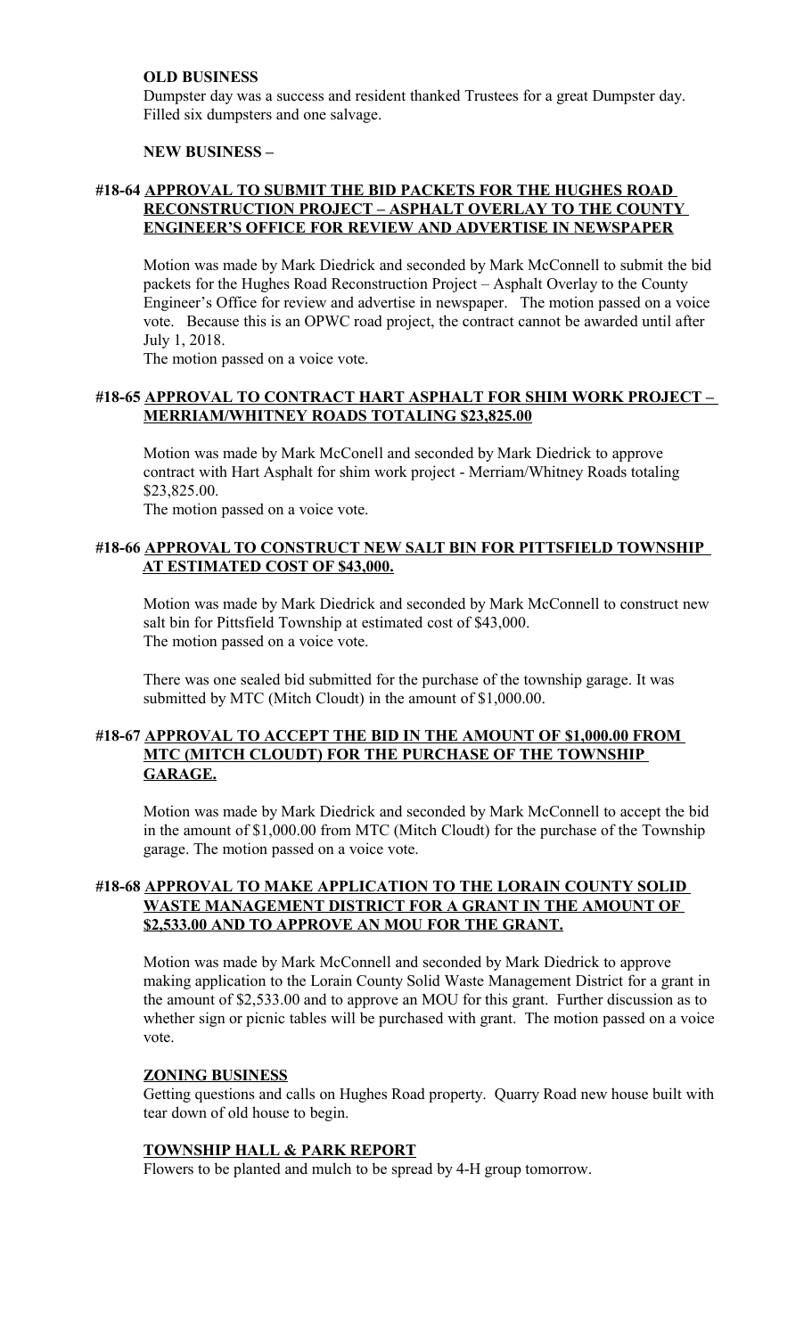**OLD BUSINESS**

Dumpster day was a success and resident thanked Trustees for a great Dumpster day. Filled six dumpsters and one salvage.

**NEW BUSINESS –**

**#18-64 APPROVAL TO SUBMIT THE BID PACKETS FOR THE HUGHES ROAD RECONSTRUCTION PROJECT – ASPHALT OVERLAY TO THE COUNTY ENGINEER'S OFFICE FOR REVIEW AND ADVERTISE IN NEWSPAPER**

Motion was made by Mark Diedrick and seconded by Mark McConnell to submit the bid packets for the Hughes Road Reconstruction Project – Asphalt Overlay to the County Engineer's Office for review and advertise in newspaper. The motion passed on a voice vote. Because this is an OPWC road project, the contract cannot be awarded until after July 1, 2018.

The motion passed on a voice vote.

**#18-65 APPROVAL TO CONTRACT HART ASPHALT FOR SHIM WORK PROJECT – MERRIAM/WHITNEY ROADS TOTALING $23,825.00**

Motion was made by Mark McConell and seconded by Mark Diedrick to approve contract with Hart Asphalt for shim work project - Merriam/Whitney Roads totaling $23,825.00.

The motion passed on a voice vote.

**#18-66 APPROVAL TO CONSTRUCT NEW SALT BIN FOR PITTSFIELD TOWNSHIP AT ESTIMATED COST OF $43,000.**

Motion was made by Mark Diedrick and seconded by Mark McConnell to construct new salt bin for Pittsfield Township at estimated cost of $43,000.

The motion passed on a voice vote.

There was one sealed bid submitted for the purchase of the township garage. It was submitted by MTC (Mitch Cloudt) in the amount of $1,000.00.

**#18-67 APPROVAL TO ACCEPT THE BID IN THE AMOUNT OF $1,000.00 FROM MTC (MITCH CLOUDT) FOR THE PURCHASE OF THE TOWNSHIP GARAGE.**

Motion was made by Mark Diedrick and seconded by Mark McConnell to accept the bid in the amount of $1,000.00 from MTC (Mitch Cloudt) for the purchase of the Township garage. The motion passed on a voice vote.

**#18-68 APPROVAL TO MAKE APPLICATION TO THE LORAIN COUNTY SOLID WASTE MANAGEMENT DISTRICT FOR A GRANT IN THE AMOUNT OF $2,533.00 AND TO APPROVE AN MOU FOR THE GRANT.**

Motion was made by Mark McConnell and seconded by Mark Diedrick to approve making application to the Lorain County Solid Waste Management District for a grant in the amount of $2,533.00 and to approve an MOU for this grant. Further discussion as to whether sign or picnic tables will be purchased with grant. The motion passed on a voice vote.

**ZONING BUSINESS**

Getting questions and calls on Hughes Road property. Quarry Road new house built with tear down of old house to begin.

**TOWNSHIP HALL & PARK REPORT**

Flowers to be planted and mulch to be spread by 4-H group tomorrow.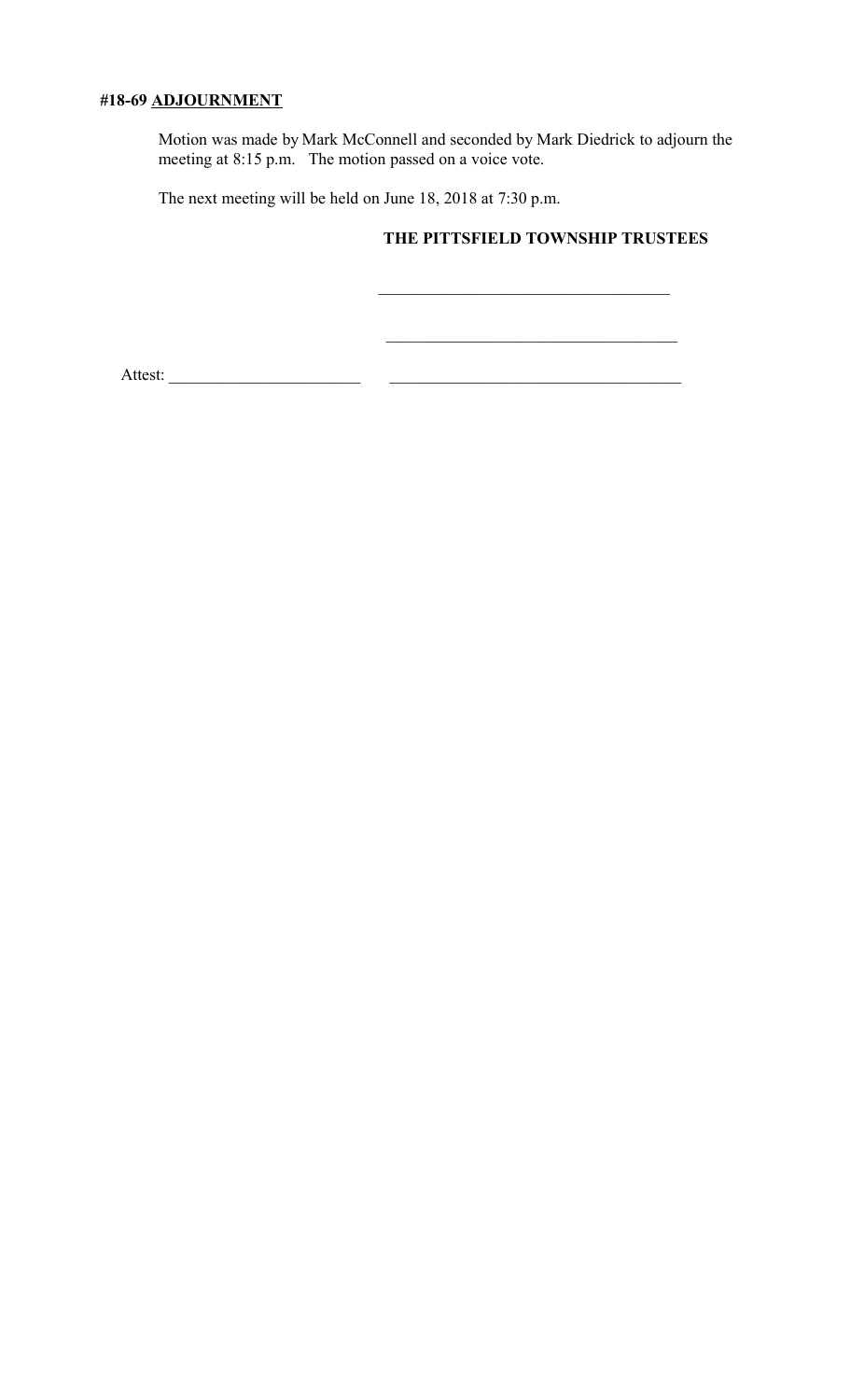**#18-69 ADJOURNMENT**

Motion was made by Mark McConnell and seconded by Mark Diedrick to adjourn the meeting at 8:15 p.m. The motion passed on a voice vote.

The next meeting will be held on June 18, 2018 at 7:30 p.m.

**THE PITTSFIELD TOWNSHIP TRUSTEES**

\_\_\_\_\_\_\_\_\_\_\_\_\_\_\_\_\_\_\_\_\_\_\_\_\_\_\_\_\_\_\_\_\_\_\_

\_\_\_\_\_\_\_\_\_\_\_\_\_\_\_\_\_\_\_\_\_\_\_\_\_\_\_\_\_\_\_\_\_\_\_

Attest: \_\_\_\_\_\_\_\_\_\_\_\_\_\_\_\_\_\_\_\_\_\_\_ \_\_\_\_\_\_\_\_\_\_\_\_\_\_\_\_\_\_\_\_\_\_\_\_\_\_\_\_\_\_\_\_\_\_\_